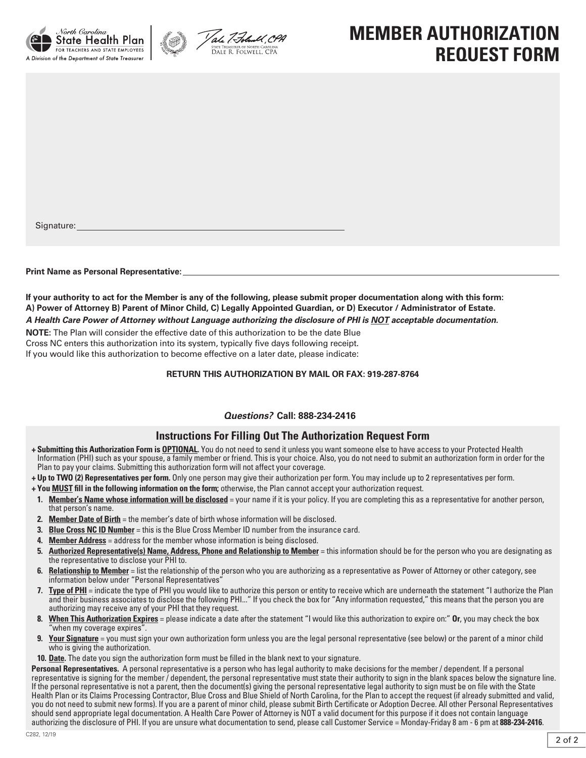# MEMBER AUTHORIZATION REQUEST FORM

Signature: ____________________________________________

**Print Name as Personal Representative:** ____________________________________________

**If your authority to act for the Member is any of the following, please submit proper documentation along with this form:**
**A) Power of Attorney B) Parent of Minor Child, C) Legally Appointed Guardian, or D) Executor / Administrator of Estate.**
***A Health Care Power of Attorney without Language authorizing the disclosure of PHI is NOT acceptable documentation.***

**NOTE:** The Plan will consider the effective date of this authorization to be the date Blue Cross NC enters this authorization into its system, typically five days following receipt.
If you would like this authorization to become effective on a later date, please indicate:

**RETURN THIS AUTHORIZATION BY MAIL OR FAX: 919-287-8764**

***Questions?* Call: 888-234-2416**

## Instructions For Filling Out The Authorization Request Form

- **+ Submitting this Authorization Form is OPTIONAL.** You do not need to send it unless you want someone else to have access to your Protected Health Information (PHI) such as your spouse, a family member or friend. This is your choice. Also, you do not need to submit an authorization form in order for the Plan to pay your claims. Submitting this authorization form will not affect your coverage.
- **+ Up to TWO (2) Representatives per form.** Only one person may give their authorization per form. You may include up to 2 representatives per form.
- **+ You MUST fill in the following information on the form;** otherwise, the Plan cannot accept your authorization request.

1. **Member's Name whose information will be disclosed** = your name if it is your policy. If you are completing this as a representative for another person, that person's name.
2. **Member Date of Birth** = the member's date of birth whose information will be disclosed.
3. **Blue Cross NC ID Number** = this is the Blue Cross Member ID number from the insurance card.
4. **Member Address** = address for the member whose information is being disclosed.
5. **Authorized Representative(s) Name, Address, Phone and Relationship to Member** = this information should be for the person who you are designating as the representative to disclose your PHI to.
6. **Relationship to Member** = list the relationship of the person who you are authorizing as a representative as Power of Attorney or other category, see information below under "Personal Representatives"
7. **Type of PHI** = indicate the type of PHI you would like to authorize this person or entity to receive which are underneath the statement "I authorize the Plan and their business associates to disclose the following PHI..." If you check the box for "Any information requested," this means that the person you are authorizing may receive any of your PHI that they request.
8. **When This Authorization Expires** = please indicate a date after the statement "I would like this authorization to expire on:" **Or**, you may check the box "when my coverage expires".
9. **Your Signature** = you must sign your own authorization form unless you are the legal personal representative (see below) or the parent of a minor child who is giving the authorization.
10. **Date.** The date you sign the authorization form must be filled in the blank next to your signature.

**Personal Representatives.** A personal representative is a person who has legal authority to make decisions for the member / dependent. If a personal representative is signing for the member / dependent, the personal representative must state their authority to sign in the blank spaces below the signature line. If the personal representative is not a parent, then the document(s) giving the personal representative legal authority to sign must be on file with the State Health Plan or its Claims Processing Contractor, Blue Cross and Blue Shield of North Carolina, for the Plan to accept the request (if already submitted and valid, you do not need to submit new forms). If you are a parent of minor child, please submit Birth Certificate or Adoption Decree. All other Personal Representatives should send appropriate legal documentation. A Health Care Power of Attorney is NOT a valid document for this purpose if it does not contain language authorizing the disclosure of PHI. If you are unsure what documentation to send, please call Customer Service = Monday-Friday 8 am - 6 pm at **888-234-2416**.

C282, 12/19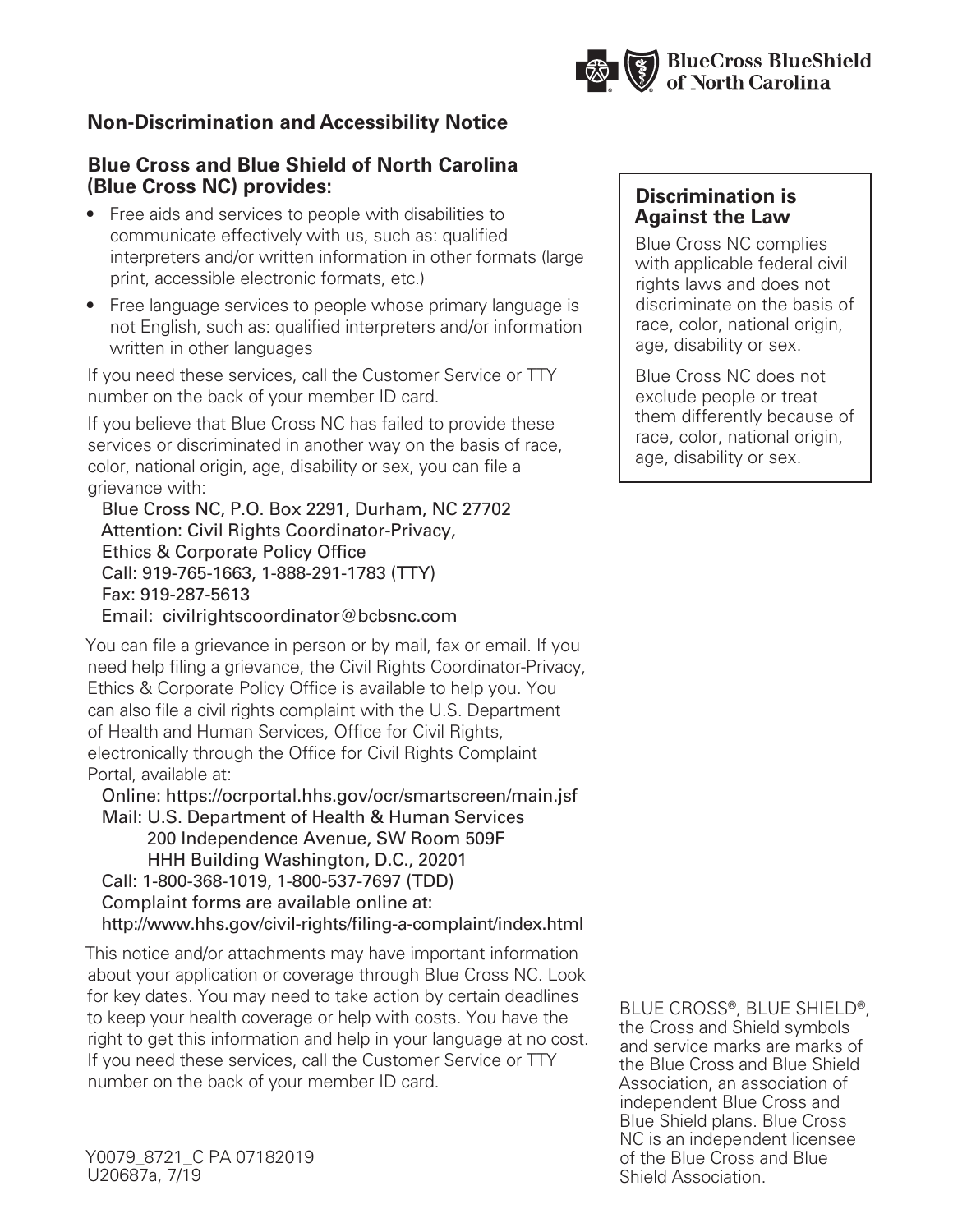BlueCross BlueShield of North Carolina

## Non-Discrimination and Accessibility Notice

### Blue Cross and Blue Shield of North Carolina (Blue Cross NC) provides:

- Free aids and services to people with disabilities to communicate effectively with us, such as: qualified interpreters and/or written information in other formats (large print, accessible electronic formats, etc.)
- Free language services to people whose primary language is not English, such as: qualified interpreters and/or information written in other languages

If you need these services, call the Customer Service or TTY number on the back of your member ID card.

If you believe that Blue Cross NC has failed to provide these services or discriminated in another way on the basis of race, color, national origin, age, disability or sex, you can file a grievance with:

Blue Cross NC, P.O. Box 2291, Durham, NC 27702
Attention: Civil Rights Coordinator-Privacy,
Ethics & Corporate Policy Office
Call: 919-765-1663, 1-888-291-1783 (TTY)
Fax: 919-287-5613
Email: civilrightscoordinator@bcbsnc.com

You can file a grievance in person or by mail, fax or email. If you need help filing a grievance, the Civil Rights Coordinator-Privacy, Ethics & Corporate Policy Office is available to help you. You can also file a civil rights complaint with the U.S. Department of Health and Human Services, Office for Civil Rights, electronically through the Office for Civil Rights Complaint Portal, available at:

Online: https://ocrportal.hhs.gov/ocr/smartscreen/main.jsf
Mail: U.S. Department of Health & Human Services
200 Independence Avenue, SW Room 509F
HHH Building Washington, D.C., 20201
Call: 1-800-368-1019, 1-800-537-7697 (TDD)
Complaint forms are available online at:
http://www.hhs.gov/civil-rights/filing-a-complaint/index.html

This notice and/or attachments may have important information about your application or coverage through Blue Cross NC. Look for key dates. You may need to take action by certain deadlines to keep your health coverage or help with costs. You have the right to get this information and help in your language at no cost. If you need these services, call the Customer Service or TTY number on the back of your member ID card.

### Discrimination is Against the Law

Blue Cross NC complies with applicable federal civil rights laws and does not discriminate on the basis of race, color, national origin, age, disability or sex.

Blue Cross NC does not exclude people or treat them differently because of race, color, national origin, age, disability or sex.

BLUE CROSS®, BLUE SHIELD®, the Cross and Shield symbols and service marks are marks of the Blue Cross and Blue Shield Association, an association of independent Blue Cross and Blue Shield plans. Blue Cross NC is an independent licensee of the Blue Cross and Blue Shield Association.

Y0079_8721_C PA 07182019
U20687a, 7/19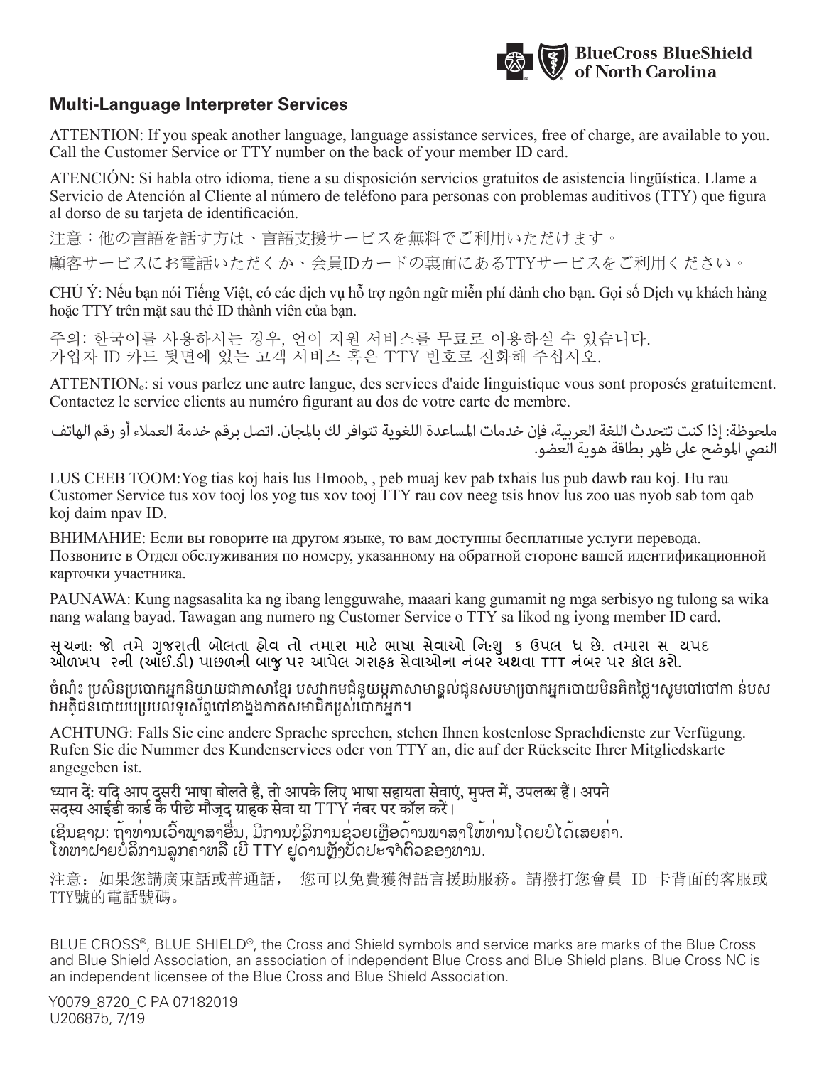## Multi-Language Interpreter Services

ATTENTION: If you speak another language, language assistance services, free of charge, are available to you. Call the Customer Service or TTY number on the back of your member ID card.

ATENCIÓN: Si habla otro idioma, tiene a su disposición servicios gratuitos de asistencia lingüística. Llame a Servicio de Atención al Cliente al número de teléfono para personas con problemas auditivos (TTY) que figura al dorso de su tarjeta de identificación.

注意：他の言語を話す方は、言語支援サービスを無料でご利用いただけます。

顧客サービスにお電話いただくか、会員IDカードの裏面にあるTTYサービスをご利用ください。

CHÚ Ý: Nếu bạn nói Tiếng Việt, có các dịch vụ hỗ trợ ngôn ngữ miễn phí dành cho bạn. Gọi số Dịch vụ khách hàng hoặc TTY trên mặt sau thẻ ID thành viên của bạn.

주의: 한국어를 사용하시는 경우, 언어 지원 서비스를 무료로 이용하실 수 있습니다.
가입자 ID 카드 뒷면에 있는 고객 서비스 혹은 TTY 번호로 전화해 주십시오.

ATTENTION: si vous parlez une autre langue, des services d'aide linguistique vous sont proposés gratuitement. Contactez le service clients au numéro figurant au dos de votre carte de membre.

ملحوظة: إذا كنت تتحدث اللغة العربية، فإن خدمات المساعدة اللغوية تتوافر لك بالمجان. اتصل برقم خدمة العملاء أو رقم الهاتف النصي الموضح على ظهر بطاقة هوية العضو.

LUS CEEB TOOM:Yog tias koj hais lus Hmoob, , peb muaj kev pab txhais lus pub dawb rau koj. Hu rau Customer Service tus xov tooj los yog tus xov tooj TTY rau cov neeg tsis hnov lus zoo uas nyob sab tom qab koj daim npav ID.

ВНИМАНИЕ: Если вы говорите на другом языке, то вам доступны бесплатные услуги перевода. Позвоните в Отдел обслуживания по номеру, указанному на обратной стороне вашей идентификационной карточки участника.

PAUNAWA: Kung nagsasalita ka ng ibang lengguwahe, maaari kang gumamit ng mga serbisyo ng tulong sa wika nang walang bayad. Tawagan ang numero ng Customer Service o TTY sa likod ng iyong member ID card.

સૂચના: જો તમે ગુજરાતી બોલતા હોવ તો તમારા માટે ભાષા સેવાઓ નિ:શુ ક ઉપલ ધ છે. તમારા સ ચપદ ઓળખપ રની (આઈ.ડી) પાછળની બાજુ પર આપેલ ગરાહક સેવાઓના નંબર અથવા TTT નંબર પર કૉલ કરો.

ចំណាំ៖ ប្រសិនប្រលោកអ្នកនិយាយជាភាសាខ្មែរ បសវាកមជំនួយម្ភភាសាមាន្តល់ជូនសបមាប្រលោកអ្នកបោយមិនគិតថ្លៃ។សូមបៅបៅកា ន់បស វាអតិជនបោយបប្របលទូរស័ព្ទបៅខាង្នងកាតសមាជិករបស់លោកអ្នក។

ACHTUNG: Falls Sie eine andere Sprache sprechen, stehen Ihnen kostenlose Sprachdienste zur Verfügung. Rufen Sie die Nummer des Kundenservices oder von TTY an, die auf der Rückseite Ihrer Mitgliedskarte angegeben ist.

ध्यान दें: यदि आप दूसरी भाषा बोलते हैं, तो आपके लिए भाषा सहायता सेवाएं, मुफ्त में, उपलब्ध हैं। अपने सदस्य आईडी कार्ड के पीछे मौजूद ग्राहक सेवा या TTY नंबर पर कॉल करें।

ເຊີນຊາບ: ຖ້າທ່ານເວົ້າພາສາອື່ນ, ມີການບໍລິການຊ່ວຍເຫຼືອດ້ານພາສາໃຫ້ທ່ານໂດຍບໍ່ໄດ້ເສຍຄ່າ.
ໂທຫາຝ່າຍບໍລິການລູກຄ້າຫລື ເບີ TTY ຢູ່ດ້ານຫຼັງບັດປະຈຳຕົວຂອງທ່ານ.

注意：如果您講廣東話或普通話，　您可以免費獲得語言援助服務。請撥打您會員 ID 卡背面的客服或TTY號的電話號碼。

BLUE CROSS®, BLUE SHIELD®, the Cross and Shield symbols and service marks are marks of the Blue Cross and Blue Shield Association, an association of independent Blue Cross and Blue Shield plans. Blue Cross NC is an independent licensee of the Blue Cross and Blue Shield Association.

Y0079_8720_C PA 07182019
U20687b, 7/19